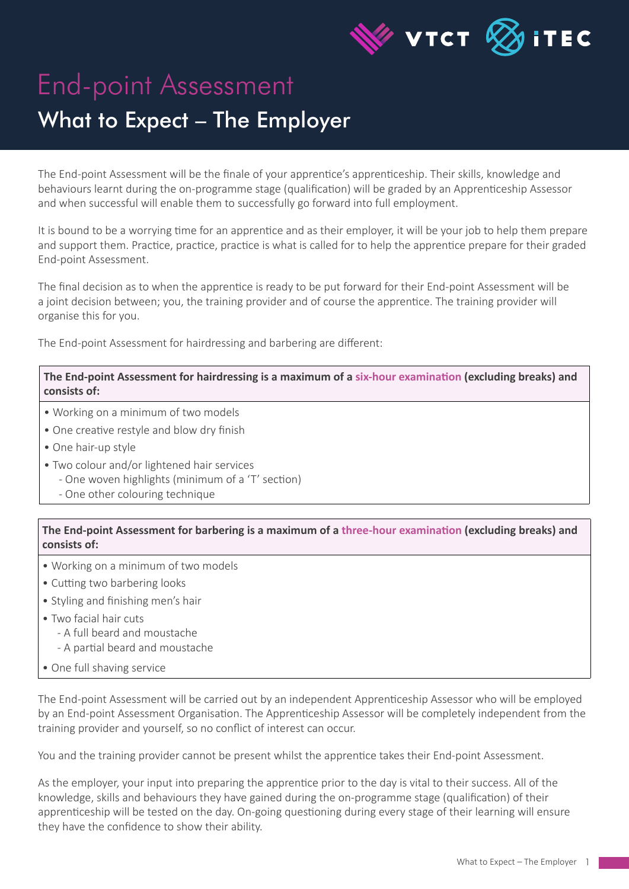# End-point Assessment

## What to Expect – The Employer

The End-point Assessment will be the finale of your apprentice's apprenticeship. Their skills, knowledge and behaviours learnt during the on-programme stage (qualification) will be graded by an Apprenticeship Assessor and when successful will enable them to successfully go forward into full employment.

It is bound to be a worrying time for an apprentice and as their employer, it will be your job to help them prepare and support them. Practice, practice, practice is what is called for to help the apprentice prepare for their graded End-point Assessment.

The final decision as to when the apprentice is ready to be put forward for their End-point Assessment will be a joint decision between; you, the training provider and of course the apprentice. The training provider will organise this for you.

The End-point Assessment for hairdressing and barbering are different:

**The End-point Assessment for hairdressing is a maximum of a six-hour examination (excluding breaks) and consists of:**

- Working on a minimum of two models
- One creative restyle and blow dry finish
- One hair-up style
- Two colour and/or lightened hair services
  - One woven highlights (minimum of a 'T' section)
  - One other colouring technique

**The End-point Assessment for barbering is a maximum of a three-hour examination (excluding breaks) and consists of:**

- Working on a minimum of two models
- Cutting two barbering looks
- Styling and finishing men's hair
- Two facial hair cuts
  - A full beard and moustache
  - A partial beard and moustache
- One full shaving service

The End-point Assessment will be carried out by an independent Apprenticeship Assessor who will be employed by an End-point Assessment Organisation. The Apprenticeship Assessor will be completely independent from the training provider and yourself, so no conflict of interest can occur.

You and the training provider cannot be present whilst the apprentice takes their End-point Assessment.

As the employer, your input into preparing the apprentice prior to the day is vital to their success. All of the knowledge, skills and behaviours they have gained during the on-programme stage (qualification) of their apprenticeship will be tested on the day. On-going questioning during every stage of their learning will ensure they have the confidence to show their ability.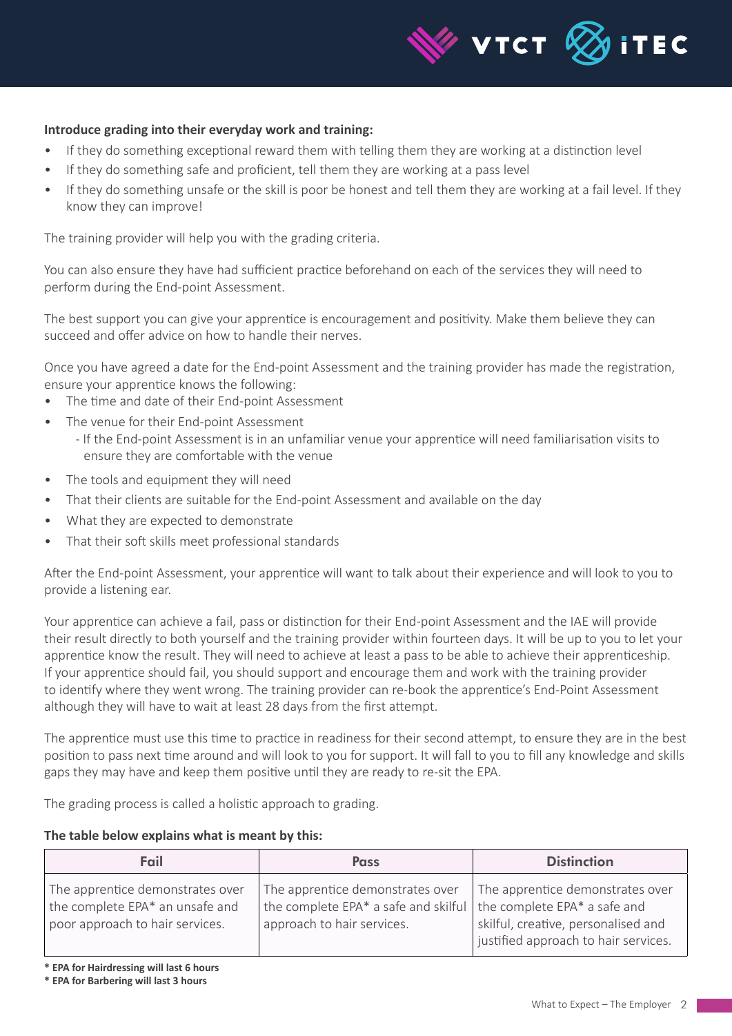**Introduce grading into their everyday work and training:**

- If they do something exceptional reward them with telling them they are working at a distinction level
- If they do something safe and proficient, tell them they are working at a pass level
- If they do something unsafe or the skill is poor be honest and tell them they are working at a fail level. If they know they can improve!

The training provider will help you with the grading criteria.

You can also ensure they have had sufficient practice beforehand on each of the services they will need to perform during the End-point Assessment.

The best support you can give your apprentice is encouragement and positivity. Make them believe they can succeed and offer advice on how to handle their nerves.

Once you have agreed a date for the End-point Assessment and the training provider has made the registration, ensure your apprentice knows the following:

- The time and date of their End-point Assessment
- The venue for their End-point Assessment
  - If the End-point Assessment is in an unfamiliar venue your apprentice will need familiarisation visits to ensure they are comfortable with the venue
- The tools and equipment they will need
- That their clients are suitable for the End-point Assessment and available on the day
- What they are expected to demonstrate
- That their soft skills meet professional standards

After the End-point Assessment, your apprentice will want to talk about their experience and will look to you to provide a listening ear.

Your apprentice can achieve a fail, pass or distinction for their End-point Assessment and the IAE will provide their result directly to both yourself and the training provider within fourteen days. It will be up to you to let your apprentice know the result. They will need to achieve at least a pass to be able to achieve their apprenticeship. If your apprentice should fail, you should support and encourage them and work with the training provider to identify where they went wrong. The training provider can re-book the apprentice's End-Point Assessment although they will have to wait at least 28 days from the first attempt.

The apprentice must use this time to practice in readiness for their second attempt, to ensure they are in the best position to pass next time around and will look to you for support. It will fall to you to fill any knowledge and skills gaps they may have and keep them positive until they are ready to re-sit the EPA.

The grading process is called a holistic approach to grading.

**The table below explains what is meant by this:**

| Fail | Pass | Distinction |
|---|---|---|
| The apprentice demonstrates over the complete EPA* an unsafe and poor approach to hair services. | The apprentice demonstrates over the complete EPA* a safe and skilful approach to hair services. | The apprentice demonstrates over the complete EPA* a safe and skilful, creative, personalised and justified approach to hair services. |

**\* EPA for Hairdressing will last 6 hours**
**\* EPA for Barbering will last 3 hours**